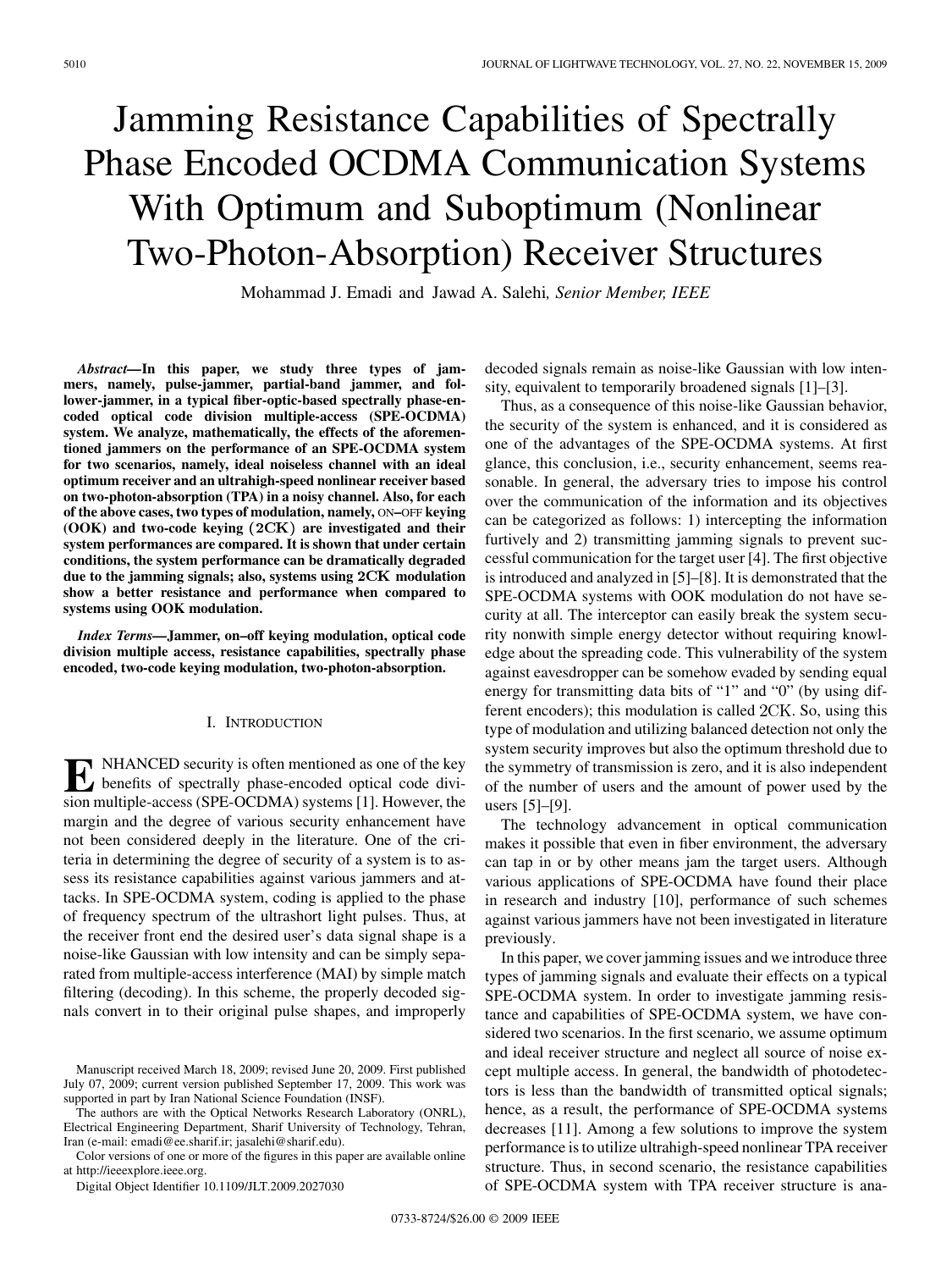# Jamming Resistance Capabilities of Spectrally Phase Encoded OCDMA Communication Systems With Optimum and Suboptimum (Nonlinear Two-Photon-Absorption) Receiver Structures

Mohammad J. Emadi and Jawad A. Salehi, *Senior Member, IEEE*

***Abstract*—In this paper, we study three types of jammers, namely, pulse-jammer, partial-band jammer, and follower-jammer, in a typical fiber-optic-based spectrally phase-encoded optical code division multiple-access (SPE-OCDMA) system. We analyze, mathematically, the effects of the aforementioned jammers on the performance of an SPE-OCDMA system for two scenarios, namely, ideal noiseless channel with an ideal optimum receiver and an ultrahigh-speed nonlinear receiver based on two-photon-absorption (TPA) in a noisy channel. Also, for each of the above cases, two types of modulation, namely, ON–OFF keying (OOK) and two-code keying (2CK) are investigated and their system performances are compared. It is shown that under certain conditions, the system performance can be dramatically degraded due to the jamming signals; also, systems using 2CK modulation show a better resistance and performance when compared to systems using OOK modulation.**

***Index Terms*—Jammer, on–off keying modulation, optical code division multiple access, resistance capabilities, spectrally phase encoded, two-code keying modulation, two-photon-absorption.**

## I. Introduction

Enhanced security is often mentioned as one of the key benefits of spectrally phase-encoded optical code division multiple-access (SPE-OCDMA) systems [1]. However, the margin and the degree of various security enhancement have not been considered deeply in the literature. One of the criteria in determining the degree of security of a system is to assess its resistance capabilities against various jammers and attacks. In SPE-OCDMA system, coding is applied to the phase of frequency spectrum of the ultrashort light pulses. Thus, at the receiver front end the desired user's data signal shape is a noise-like Gaussian with low intensity and can be simply separated from multiple-access interference (MAI) by simple match filtering (decoding). In this scheme, the properly decoded signals convert in to their original pulse shapes, and improperly decoded signals remain as noise-like Gaussian with low intensity, equivalent to temporarily broadened signals [1]–[3].

Thus, as a consequence of this noise-like Gaussian behavior, the security of the system is enhanced, and it is considered as one of the advantages of the SPE-OCDMA systems. At first glance, this conclusion, i.e., security enhancement, seems reasonable. In general, the adversary tries to impose his control over the communication of the information and its objectives can be categorized as follows: 1) intercepting the information furtively and 2) transmitting jamming signals to prevent successful communication for the target user [4]. The first objective is introduced and analyzed in [5]–[8]. It is demonstrated that the SPE-OCDMA systems with OOK modulation do not have security at all. The interceptor can easily break the system security nonwith simple energy detector without requiring knowledge about the spreading code. This vulnerability of the system against eavesdropper can be somehow evaded by sending equal energy for transmitting data bits of "1" and "0" (by using different encoders); this modulation is called 2CK. So, using this type of modulation and utilizing balanced detection not only the system security improves but also the optimum threshold due to the symmetry of transmission is zero, and it is also independent of the number of users and the amount of power used by the users [5]–[9].

The technology advancement in optical communication makes it possible that even in fiber environment, the adversary can tap in or by other means jam the target users. Although various applications of SPE-OCDMA have found their place in research and industry [10], performance of such schemes against various jammers have not been investigated in literature previously.

In this paper, we cover jamming issues and we introduce three types of jamming signals and evaluate their effects on a typical SPE-OCDMA system. In order to investigate jamming resistance and capabilities of SPE-OCDMA system, we have considered two scenarios. In the first scenario, we assume optimum and ideal receiver structure and neglect all source of noise except multiple access. In general, the bandwidth of photodetectors is less than the bandwidth of transmitted optical signals; hence, as a result, the performance of SPE-OCDMA systems decreases [11]. Among a few solutions to improve the system performance is to utilize ultrahigh-speed nonlinear TPA receiver structure. Thus, in second scenario, the resistance capabilities of SPE-OCDMA system with TPA receiver structure is ana-

Manuscript received March 18, 2009; revised June 20, 2009. First published July 07, 2009; current version published September 17, 2009. This work was supported in part by Iran National Science Foundation (INSF).

The authors are with the Optical Networks Research Laboratory (ONRL), Electrical Engineering Department, Sharif University of Technology, Tehran, Iran (e-mail: emadi@ee.sharif.ir; jasalehi@sharif.edu).

Color versions of one or more of the figures in this paper are available online at http://ieeexplore.ieee.org.

Digital Object Identifier 10.1109/JLT.2009.2027030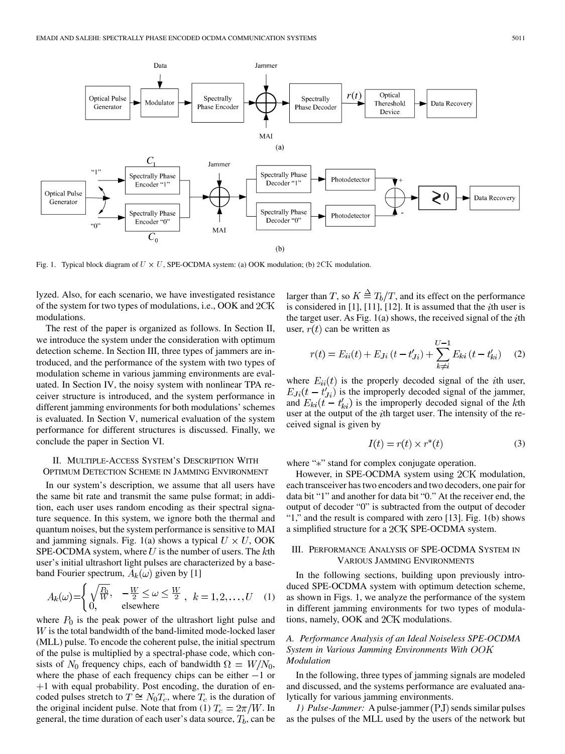Fig. 1. Typical block diagram of $U \times U$, SPE-OCDMA system: (a) OOK modulation; (b) $2\mathrm{CK}$ modulation.

lyzed. Also, for each scenario, we have investigated resistance of the system for two types of modulations, i.e., OOK and $2\mathrm{CK}$ modulations.

The rest of the paper is organized as follows. In Section II, we introduce the system under the consideration with optimum detection scheme. In Section III, three types of jammers are introduced, and the performance of the system with two types of modulation scheme in various jamming environments are evaluated. In Section IV, the noisy system with nonlinear TPA receiver structure is introduced, and the system performance in different jamming environments for both modulations' schemes is evaluated. In Section V, numerical evaluation of the system performance for different structures is discussed. Finally, we conclude the paper in Section VI.

## II. Multiple-Access System's Description With Optimum Detection Scheme in Jamming Environment

In our system's description, we assume that all users have the same bit rate and transmit the same pulse format; in addition, each user uses random encoding as their spectral signature sequence. In this system, we ignore both the thermal and quantum noises, but the system performance is sensitive to MAI and jamming signals. Fig. 1(a) shows a typical $U \times U$, OOK SPE-OCDMA system, where $U$ is the number of users. The $k$th user's initial ultrashort light pulses are characterized by a baseband Fourier spectrum, $A_k(\omega)$ given by [1]

$$A_k(\omega)=\begin{cases}\sqrt{\frac{P_0}{W}}, & -\frac{W}{2}\leq\omega\leq\frac{W}{2}\\ 0, & \text{elsewhere}\end{cases},\quad k=1,2,\ldots,U \quad (1)$$

where $P_0$ is the peak power of the ultrashort light pulse and $W$ is the total bandwidth of the band-limited mode-locked laser (MLL) pulse. To encode the coherent pulse, the initial spectrum of the pulse is multiplied by a spectral-phase code, which consists of $N_0$ frequency chips, each of bandwidth $\Omega = W/N_0$, where the phase of each frequency chips can be either $-1$ or $+1$ with equal probability. Post encoding, the duration of encoded pulses stretch to $T \cong N_0 T_c$, where $T_c$ is the duration of the original incident pulse. Note that from (1) $T_c = 2\pi/W$. In general, the time duration of each user's data source, $T_b$, can be larger than $T$, so $K \triangleq T_b/T$, and its effect on the performance is considered in [1], [11], [12]. It is assumed that the $i$th user is the target user. As Fig. 1(a) shows, the received signal of the $i$th user, $r(t)$ can be written as

$$r(t) = E_{ii}(t) + E_{Ji}\left(t - t'_{Ji}\right) + \sum_{k\neq i}^{U-1} E_{ki}\left(t - t'_{ki}\right) \quad (2)$$

where $E_{ii}(t)$ is the properly decoded signal of the $i$th user, $E_{Ji}(t - t'_{Ji})$ is the improperly decoded signal of the jammer, and $E_{ki}(t - t'_{ki})$ is the improperly decoded signal of the $k$th user at the output of the $i$th target user. The intensity of the received signal is given by

$$I(t) = r(t) \times r^*(t) \quad (3)$$

where "$*$" stand for complex conjugate operation.

However, in SPE-OCDMA system using $2\mathrm{CK}$ modulation, each transceiver has two encoders and two decoders, one pair for data bit "1" and another for data bit "0." At the receiver end, the output of decoder "0" is subtracted from the output of decoder "1," and the result is compared with zero [13]. Fig. 1(b) shows a simplified structure for a $2\mathrm{CK}$ SPE-OCDMA system.

## III. Performance Analysis of SPE-OCDMA System in Various Jamming Environments

In the following sections, building upon previously introduced SPE-OCDMA system with optimum detection scheme, as shown in Figs. 1, we analyze the performance of the system in different jamming environments for two types of modulations, namely, OOK and $2\mathrm{CK}$ modulations.

### A. Performance Analysis of an Ideal Noiseless SPE-OCDMA System in Various Jamming Environments With OOK Modulation

In the following, three types of jamming signals are modeled and discussed, and the systems performance are evaluated analytically for various jamming environments.

*1) Pulse-Jammer:* A pulse-jammer $(\mathrm{PJ})$ sends similar pulses as the pulses of the MLL used by the users of the network but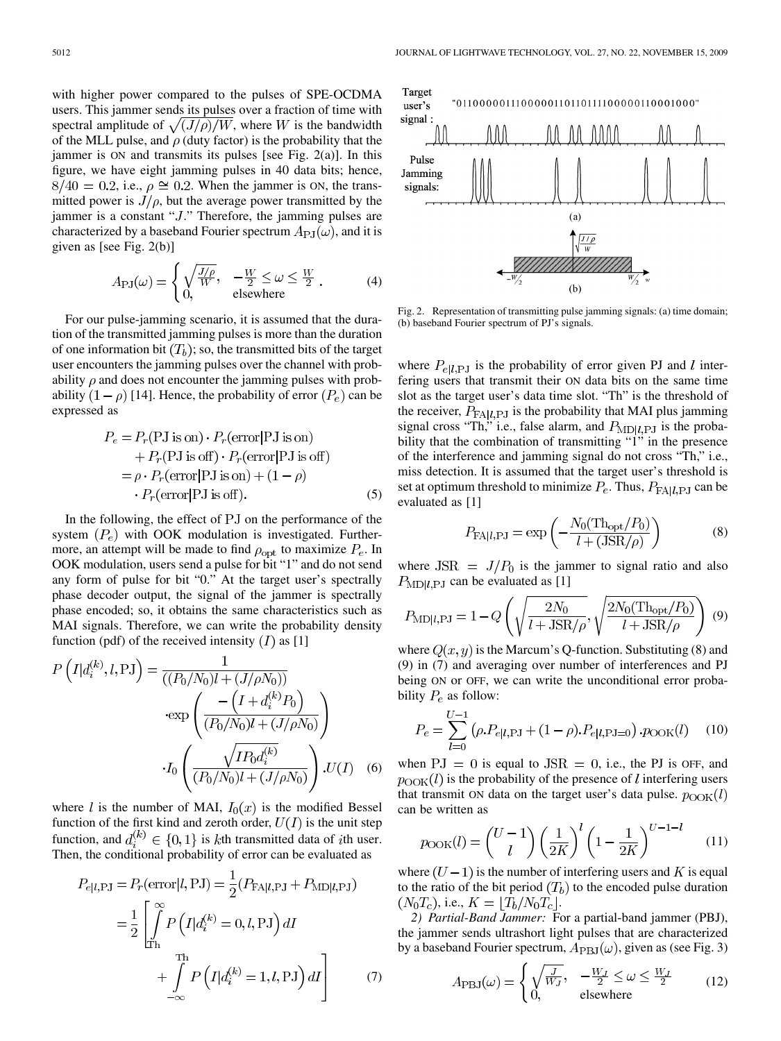with higher power compared to the pulses of SPE-OCDMA users. This jammer sends its pulses over a fraction of time with spectral amplitude of $\sqrt{(J/\rho)/W}$, where $W$ is the bandwidth of the MLL pulse, and $\rho$ (duty factor) is the probability that the jammer is ON and transmits its pulses [see Fig. 2(a)]. In this figure, we have eight jamming pulses in 40 data bits; hence, $8/40 = 0.2$, i.e., $\rho \cong 0.2$. When the jammer is ON, the transmitted power is $J/\rho$, but the average power transmitted by the jammer is a constant "$J$." Therefore, the jamming pulses are characterized by a baseband Fourier spectrum $A_{\rm PJ}(\omega)$, and it is given as [see Fig. 2(b)]

$$A_{\rm PJ}(\omega) = \begin{cases} \sqrt{\frac{J/\rho}{W}}, & -\frac{W}{2} \le \omega \le \frac{W}{2} \\ 0, & \text{elsewhere} \end{cases}. \quad (4)$$

For our pulse-jamming scenario, it is assumed that the duration of the transmitted jamming pulses is more than the duration of one information bit ($T_b$); so, the transmitted bits of the target user encounters the jamming pulses over the channel with probability $\rho$ and does not encounter the jamming pulses with probability $(1-\rho)$ [14]. Hence, the probability of error ($P_e$) can be expressed as

$$\begin{aligned} P_e &= P_r(\text{PJ is on}) \cdot P_r(\text{error}|\text{PJ is on}) \\ &\quad + P_r(\text{PJ is off}) \cdot P_r(\text{error}|\text{PJ is off}) \\ &= \rho \cdot P_r(\text{error}|\text{PJ is on}) + (1-\rho) \\ &\quad \cdot P_r(\text{error}|\text{PJ is off}). \end{aligned} \quad (5)$$

In the following, the effect of PJ on the performance of the system ($P_e$) with OOK modulation is investigated. Furthermore, an attempt will be made to find $\rho_{\rm opt}$ to maximize $P_e$. In OOK modulation, users send a pulse for bit "1" and do not send any form of pulse for bit "0." At the target user's spectrally phase decoder output, the signal of the jammer is spectrally phase encoded; so, it obtains the same characteristics such as MAI signals. Therefore, we can write the probability density function (pdf) of the received intensity ($I$) as [1]

$$\begin{aligned} P\left(I|d_i^{(k)}, l, \text{PJ}\right) &= \frac{1}{((P_0/N_0)l + (J/\rho N_0))} \\ &\quad \cdot \exp\left(\frac{-\left(I + d_i^{(k)} P_0\right)}{(P_0/N_0)l + (J/\rho N_0)}\right) \\ &\quad \cdot I_0\left(\frac{\sqrt{I P_0 d_i^{(k)}}}{(P_0/N_0)l + (J/\rho N_0)}\right) . U(I) \end{aligned} \quad (6)$$

where $l$ is the number of MAI, $I_0(x)$ is the modified Bessel function of the first kind and zeroth order, $U(I)$ is the unit step function, and $d_i^{(k)} \in \{0, 1\}$ is $k$th transmitted data of $i$th user. Then, the conditional probability of error can be evaluated as

$$\begin{aligned} P_{e|l,\text{PJ}} &= P_r(\text{error}|l, \text{PJ}) = \frac{1}{2}(P_{\text{FA}|l,\text{PJ}} + P_{\text{MD}|l,\text{PJ}}) \\ &= \frac{1}{2}\left[\int_{\text{Th}}^{\infty} P\left(I|d_i^{(k)} = 0, l, \text{PJ}\right) dI \right. \\ &\quad \left. + \int_{-\infty}^{\text{Th}} P\left(I|d_i^{(k)} = 1, l, \text{PJ}\right) dI\right] \end{aligned} \quad (7)$$

Target user's signal : "0110000001110000011011011110000011000 1000"

Pulse Jamming signals:

(a)

(b)

Fig. 2. Representation of transmitting pulse jamming signals: (a) time domain; (b) baseband Fourier spectrum of PJ's signals.

where $P_{e|l,\text{PJ}}$ is the probability of error given PJ and $l$ interfering users that transmit their ON data bits on the same time slot as the target user's data time slot. "Th" is the threshold of the receiver, $P_{\text{FA}|l,\text{PJ}}$ is the probability that MAI plus jamming signal cross "Th," i.e., false alarm, and $P_{\text{MD}|l,\text{PJ}}$ is the probability that the combination of transmitting "1" in the presence of the interference and jamming signal do not cross "Th," i.e., miss detection. It is assumed that the target user's threshold is set at optimum threshold to minimize $P_e$. Thus, $P_{\text{FA}|l,\text{PJ}}$ can be evaluated as [1]

$$P_{\text{FA}|l,\text{PJ}} = \exp\left(-\frac{N_0(\text{Th}_{\text{opt}}/P_0)}{l + (\text{JSR}/\rho)}\right) \quad (8)$$

where $\text{JSR} = J/P_0$ is the jammer to signal ratio and also $P_{\text{MD}|l,\text{PJ}}$ can be evaluated as [1]

$$P_{\text{MD}|l,\text{PJ}} = 1 - Q\left(\sqrt{\frac{2N_0}{l + \text{JSR}/\rho}}, \sqrt{\frac{2N_0(\text{Th}_{\text{opt}}/P_0)}{l + \text{JSR}/\rho}}\right) \quad (9)$$

where $Q(x, y)$ is the Marcum's Q-function. Substituting (8) and (9) in (7) and averaging over number of interferences and PJ being ON or OFF, we can write the unconditional error probability $P_e$ as follow:

$$P_e = \sum_{l=0}^{U-1} \left(\rho . P_{e|l,\text{PJ}} + (1-\rho) . P_{e|l,\text{PJ}=0}\right) . p_{\text{OOK}}(l) \quad (10)$$

when $\text{PJ} = 0$ is equal to $\text{JSR} = 0$, i.e., the PJ is OFF, and $p_{\text{OOK}}(l)$ is the probability of the presence of $l$ interfering users that transmit ON data on the target user's data pulse. $p_{\text{OOK}}(l)$ can be written as

$$p_{\text{OOK}}(l) = \binom{U-1}{l} \left(\frac{1}{2K}\right)^l \left(1 - \frac{1}{2K}\right)^{U-1-l} \quad (11)$$

where $(U-1)$ is the number of interfering users and $K$ is equal to the ratio of the bit period ($T_b$) to the encoded pulse duration ($N_0 T_c$), i.e., $K = \lfloor T_b / N_0 T_c \rfloor$.

*2) Partial-Band Jammer:* For a partial-band jammer (PBJ), the jammer sends ultrashort light pulses that are characterized by a baseband Fourier spectrum, $A_{\text{PBJ}}(\omega)$, given as (see Fig. 3)

$$A_{\text{PBJ}}(\omega) = \begin{cases} \sqrt{\frac{J}{W_J}}, & -\frac{W_J}{2} \le \omega \le \frac{W_J}{2} \\ 0, & \text{elsewhere} \end{cases} \quad (12)$$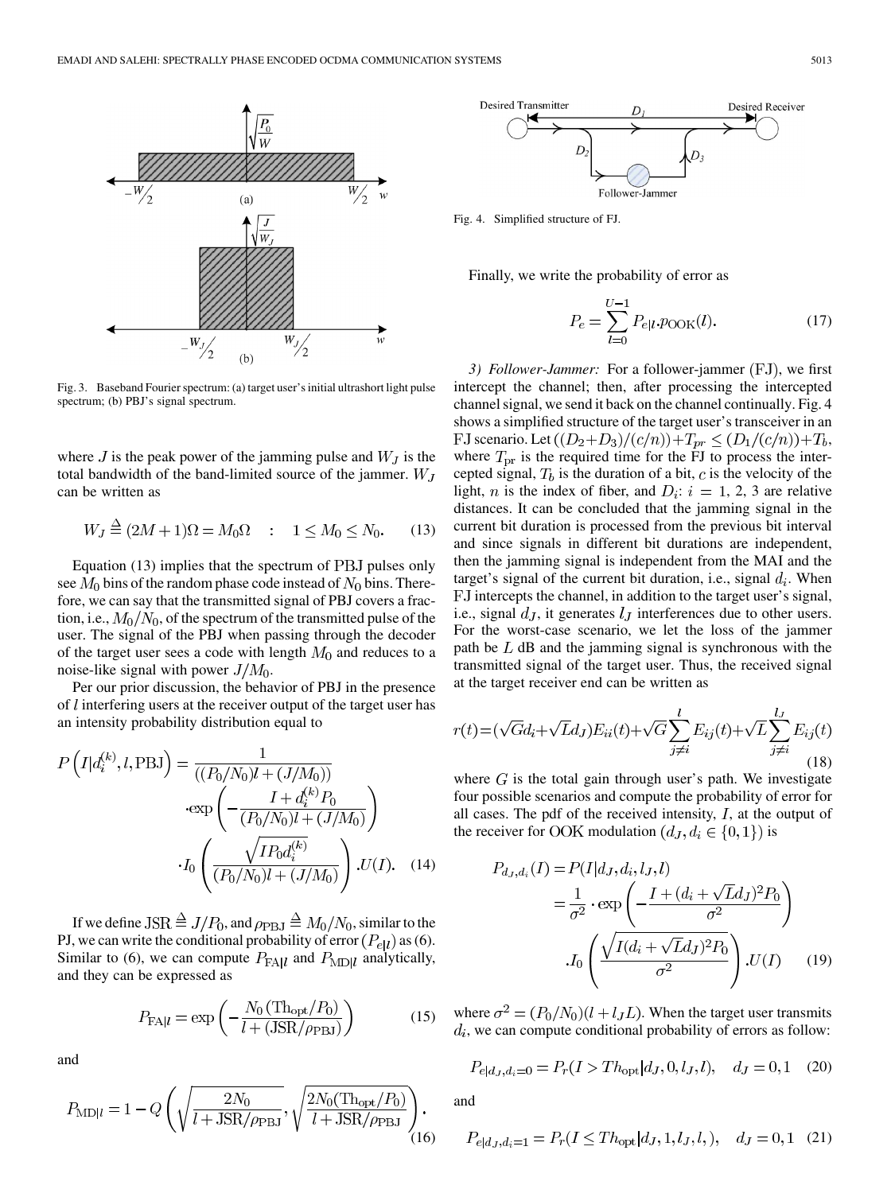Fig. 3. Baseband Fourier spectrum: (a) target user's initial ultrashort light pulse spectrum; (b) PBJ's signal spectrum.

where $J$ is the peak power of the jamming pulse and $W_J$ is the total bandwidth of the band-limited source of the jammer. $W_J$ can be written as

$$W_J \triangleq (2M+1)\Omega = M_0\Omega \quad : \quad 1 \leq M_0 \leq N_0. \tag{13}$$

Equation (13) implies that the spectrum of PBJ pulses only see $M_0$ bins of the random phase code instead of $N_0$ bins. Therefore, we can say that the transmitted signal of PBJ covers a fraction, i.e., $M_0/N_0$, of the spectrum of the transmitted pulse of the user. The signal of the PBJ when passing through the decoder of the target user sees a code with length $M_0$ and reduces to a noise-like signal with power $J/M_0$.

Per our prior discussion, the behavior of PBJ in the presence of $l$ interfering users at the receiver output of the target user has an intensity probability distribution equal to

$$P\left(I|d_i^{(k)}, l, \text{PBJ}\right) = \frac{1}{((P_0/N_0)l + (J/M_0))} \cdot \exp\left(-\frac{I + d_i^{(k)}P_0}{(P_0/N_0)l + (J/M_0)}\right) \cdot I_0\left(\frac{\sqrt{IP_0 d_i^{(k)}}}{(P_0/N_0)l + (J/M_0)}\right) . U(I). \tag{14}$$

If we define $\text{JSR} \triangleq J/P_0$, and $\rho_{\text{PBJ}} \triangleq M_0/N_0$, similar to the PJ, we can write the conditional probability of error $(P_{e|l})$ as (6). Similar to (6), we can compute $P_{\text{FA}|l}$ and $P_{\text{MD}|l}$ analytically, and they can be expressed as

$$P_{\text{FA}|l} = \exp\left(-\frac{N_0(\text{Th}_{\text{opt}}/P_0)}{l + (\text{JSR}/\rho_{\text{PBJ}})}\right) \tag{15}$$

and

$$P_{\text{MD}|l} = 1 - Q\left(\sqrt{\frac{2N_0}{l + \text{JSR}/\rho_{\text{PBJ}}}}, \sqrt{\frac{2N_0(\text{Th}_{\text{opt}}/P_0)}{l + \text{JSR}/\rho_{\text{PBJ}}}}\right). \tag{16}$$

Fig. 4. Simplified structure of FJ.

Finally, we write the probability of error as

$$P_e = \sum_{l=0}^{U-1} P_{e|l} . p_{\text{OOK}}(l). \tag{17}$$

*3) Follower-Jammer:* For a follower-jammer (FJ), we first intercept the channel; then, after processing the intercepted channel signal, we send it back on the channel continually. Fig. 4 shows a simplified structure of the target user's transceiver in an FJ scenario. Let $((D_2+D_3)/(c/n)) + T_{pr} \leq (D_1/(c/n)) + T_b$, where $T_{\text{pr}}$ is the required time for the FJ to process the intercepted signal, $T_b$ is the duration of a bit, $c$ is the velocity of the light, $n$ is the index of fiber, and $D_i$: $i = 1, 2, 3$ are relative distances. It can be concluded that the jamming signal in the current bit duration is processed from the previous bit interval and since signals in different bit durations are independent, then the jamming signal is independent from the MAI and the target's signal of the current bit duration, i.e., signal $d_i$. When FJ intercepts the channel, in addition to the target user's signal, i.e., signal $d_J$, it generates $l_J$ interferences due to other users. For the worst-case scenario, we let the loss of the jammer path be $L$ dB and the jamming signal is synchronous with the transmitted signal of the target user. Thus, the received signal at the target receiver end can be written as

$$r(t) = (\sqrt{G}d_i + \sqrt{L}d_J)E_{ii}(t) + \sqrt{G}\sum_{j\neq i}^{l} E_{ij}(t) + \sqrt{L}\sum_{j\neq i}^{l_J} E_{ij}(t) \tag{18}$$

where $G$ is the total gain through user's path. We investigate four possible scenarios and compute the probability of error for all cases. The pdf of the received intensity, $I$, at the output of the receiver for OOK modulation $(d_J, d_i \in \{0, 1\})$ is

$$P_{d_J,d_i}(I) = P(I|d_J, d_i, l_J, l) = \frac{1}{\sigma^2} \cdot \exp\left(-\frac{I + (d_i + \sqrt{L}d_J)^2 P_0}{\sigma^2}\right) . I_0\left(\frac{\sqrt{I(d_i + \sqrt{L}d_J)^2 P_0}}{\sigma^2}\right) . U(I) \tag{19}$$

where $\sigma^2 = (P_0/N_0)(l + l_J L)$. When the target user transmits $d_i$, we can compute conditional probability of errors as follow:

$$P_{e|d_J,d_i=0} = P_r(I > Th_{\text{opt}}|d_J, 0, l_J, l), \quad d_J = 0, 1 \tag{20}$$

and

$$P_{e|d_J,d_i=1} = P_r(I \leq Th_{\text{opt}}|d_J, 1, l_J, l,), \quad d_J = 0, 1 \tag{21}$$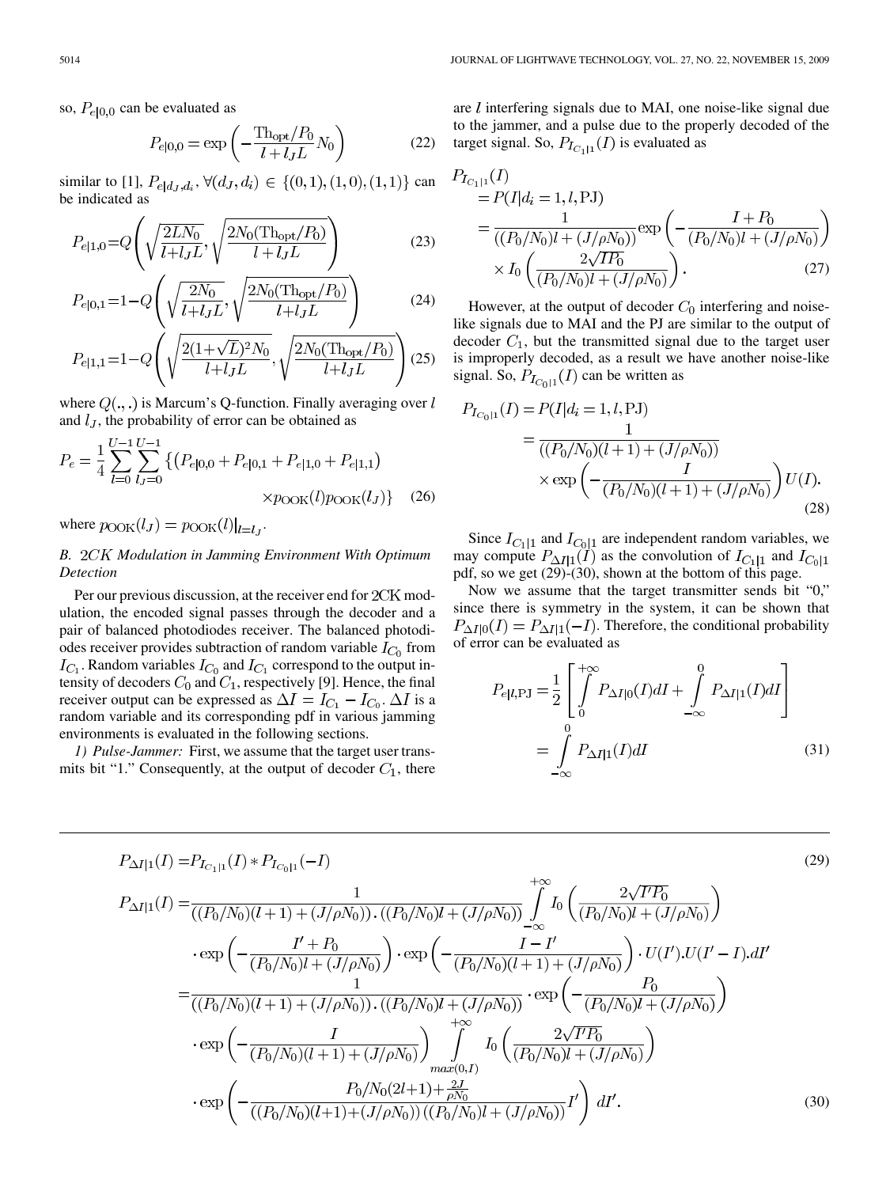so, $P_{e|0,0}$ can be evaluated as

$$P_{e|0,0} = \exp\left(-\frac{\text{Th}_{\text{opt}}/P_0}{l+l_J L} N_0\right) \tag{22}$$

similar to [1], $P_{e|d_J,d_i}, \forall (d_J, d_i) \in \{(0,1),(1,0),(1,1)\}$ can be indicated as

$$P_{e|1,0} = Q\left(\sqrt{\frac{2LN_0}{l+l_J L}}, \sqrt{\frac{2N_0(\text{Th}_{\text{opt}}/P_0)}{l+l_J L}}\right) \tag{23}$$

$$P_{e|0,1} = 1 - Q\left(\sqrt{\frac{2N_0}{l+l_J L}}, \sqrt{\frac{2N_0(\text{Th}_{\text{opt}}/P_0)}{l+l_J L}}\right) \tag{24}$$

$$P_{e|1,1} = 1 - Q\left(\sqrt{\frac{2(1+\sqrt{L})^2 N_0}{l+l_J L}}, \sqrt{\frac{2N_0(\text{Th}_{\text{opt}}/P_0)}{l+l_J L}}\right) \tag{25}$$

where $Q(.,.)$ is Marcum's Q-function. Finally averaging over $l$ and $l_J$, the probability of error can be obtained as

$$P_e = \frac{1}{4}\sum_{l=0}^{U-1}\sum_{l_J=0}^{U-1}\left\{\left(P_{e|0,0}+P_{e|0,1}+P_{e|1,0}+P_{e|1,1}\right) \times p_{\text{OOK}}(l)p_{\text{OOK}}(l_J)\right\} \tag{26}$$

where $p_{\text{OOK}}(l_J) = p_{\text{OOK}}(l)|_{l=l_J}$.

### B. 2CK Modulation in Jamming Environment With Optimum Detection

Per our previous discussion, at the receiver end for 2CK modulation, the encoded signal passes through the decoder and a pair of balanced photodiodes receiver. The balanced photodiodes receiver provides subtraction of random variable $I_{C_0}$ from $I_{C_1}$. Random variables $I_{C_0}$ and $I_{C_1}$ correspond to the output intensity of decoders $C_0$ and $C_1$, respectively [9]. Hence, the final receiver output can be expressed as $\Delta I = I_{C_1} - I_{C_0}$. $\Delta I$ is a random variable and its corresponding pdf in various jamming environments is evaluated in the following sections.

*1) Pulse-Jammer:* First, we assume that the target user transmits bit "1." Consequently, at the output of decoder $C_1$, there are $l$ interfering signals due to MAI, one noise-like signal due to the jammer, and a pulse due to the properly decoded of the target signal. So, $P_{I_{C_1|1}}(I)$ is evaluated as

$$\begin{aligned}
P_{I_{C_1|1}}(I) &= P(I|d_i=1, l, \text{PJ}) \\
&= \frac{1}{((P_0/N_0)l + (J/\rho N_0))}\exp\left(-\frac{I+P_0}{(P_0/N_0)l+(J/\rho N_0)}\right) \\
&\quad \times I_0\left(\frac{2\sqrt{IP_0}}{(P_0/N_0)l+(J/\rho N_0)}\right).
\end{aligned} \tag{27}$$

However, at the output of decoder $C_0$ interfering and noise-like signals due to MAI and the PJ are similar to the output of decoder $C_1$, but the transmitted signal due to the target user is improperly decoded, as a result we have another noise-like signal. So, $P_{I_{C_0|1}}(I)$ can be written as

$$\begin{aligned}
P_{I_{C_0|1}}(I) &= P(I|d_i=1, l, \text{PJ}) \\
&= \frac{1}{((P_0/N_0)(l+1)+(J/\rho N_0))} \\
&\quad \times \exp\left(-\frac{I}{(P_0/N_0)(l+1)+(J/\rho N_0)}\right)U(I).
\end{aligned} \tag{28}$$

Since $I_{C_1|1}$ and $I_{C_0|1}$ are independent random variables, we may compute $P_{\Delta I|1}(I)$ as the convolution of $I_{C_1|1}$ and $I_{C_0|1}$ pdf, so we get (29)-(30), shown at the bottom of this page.

Now we assume that the target transmitter sends bit "0," since there is symmetry in the system, it can be shown that $P_{\Delta I|0}(I) = P_{\Delta I|1}(-I)$. Therefore, the conditional probability of error can be evaluated as

$$\begin{aligned}
P_{e|l,\text{PJ}} &= \frac{1}{2}\left[\int_0^{+\infty} P_{\Delta I|0}(I)dI + \int_{-\infty}^{0} P_{\Delta I|1}(I)dI\right] \\
&= \int_{-\infty}^{0} P_{\Delta I|1}(I)dI
\end{aligned} \tag{31}$$

$$P_{\Delta I|1}(I) = P_{I_{C_1|1}}(I) * P_{I_{C_0|1}}(-I) \tag{29}$$

$$\begin{aligned}
P_{\Delta I|1}(I) =& \frac{1}{((P_0/N_0)(l+1)+(J/\rho N_0)).((P_0/N_0)l+(J/\rho N_0))}\int_{-\infty}^{+\infty} I_0\left(\frac{2\sqrt{I'P_0}}{(P_0/N_0)l+(J/\rho N_0)}\right) \\
&\cdot \exp\left(-\frac{I'+P_0}{(P_0/N_0)l+(J/\rho N_0)}\right)\cdot\exp\left(-\frac{I-I'}{(P_0/N_0)(l+1)+(J/\rho N_0)}\right)\cdot U(I').U(I'-I).dI' \\
=& \frac{1}{((P_0/N_0)(l+1)+(J/\rho N_0)).((P_0/N_0)l+(J/\rho N_0))}\cdot\exp\left(-\frac{P_0}{(P_0/N_0)l+(J/\rho N_0)}\right) \\
&\cdot \exp\left(-\frac{I}{(P_0/N_0)(l+1)+(J/\rho N_0)}\right)\int_{max(0,I)}^{+\infty} I_0\left(\frac{2\sqrt{I'P_0}}{(P_0/N_0)l+(J/\rho N_0)}\right) \\
&\cdot \exp\left(-\frac{P_0/N_0(2l+1)+\frac{2J}{\rho N_0}}{((P_0/N_0)(l+1)+(J/\rho N_0))((P_0/N_0)l+(J/\rho N_0))}I'\right)\, dI'.
\end{aligned} \tag{30}$$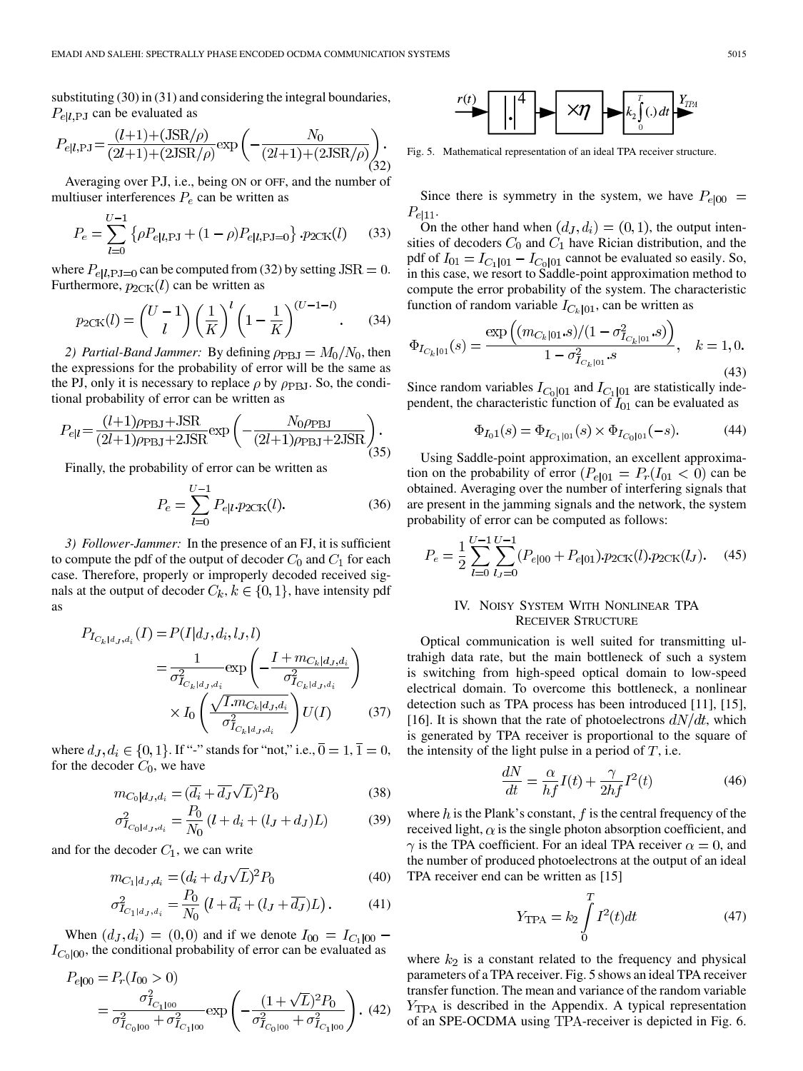substituting (30) in (31) and considering the integral boundaries, $P_{e|l,\mathrm{PJ}}$ can be evaluated as

$$P_{e|l,\mathrm{PJ}}=\frac{(l+1)+(\mathrm{JSR}/\rho)}{(2l+1)+(2\mathrm{JSR}/\rho)}\exp\left(-\frac{N_0}{(2l+1)+(2\mathrm{JSR}/\rho)}\right). \tag{32}$$

Averaging over PJ, i.e., being ON or OFF, and the number of multiuser interferences $P_e$ can be written as

$$P_e=\sum_{l=0}^{U-1}\left\{\rho P_{e|l,\mathrm{PJ}}+(1-\rho)P_{e|l,\mathrm{PJ}=0}\right\}.p_{2\mathrm{CK}}(l) \tag{33}$$

where $P_{e|l,\mathrm{PJ}=0}$ can be computed from (32) by setting $\mathrm{JSR}=0$. Furthermore, $p_{2\mathrm{CK}}(l)$ can be written as

$$p_{2\mathrm{CK}}(l)=\binom{U-1}{l}\left(\frac{1}{K}\right)^{l}\left(1-\frac{1}{K}\right)^{(U-1-l)}. \tag{34}$$

*2) Partial-Band Jammer:* By defining $\rho_{\mathrm{PBJ}}=M_0/N_0$, then the expressions for the probability of error will be the same as the PJ, only it is necessary to replace $\rho$ by $\rho_{\mathrm{PBJ}}$. So, the conditional probability of error can be written as

$$P_{e|l}=\frac{(l+1)\rho_{\mathrm{PBJ}}+\mathrm{JSR}}{(2l+1)\rho_{\mathrm{PBJ}}+2\mathrm{JSR}}\exp\left(-\frac{N_0\rho_{\mathrm{PBJ}}}{(2l+1)\rho_{\mathrm{PBJ}}+2\mathrm{JSR}}\right). \tag{35}$$

Finally, the probability of error can be written as

$$P_e=\sum_{l=0}^{U-1}P_{e|l}.p_{2\mathrm{CK}}(l). \tag{36}$$

*3) Follower-Jammer:* In the presence of an FJ, it is sufficient to compute the pdf of the output of decoder $C_0$ and $C_1$ for each case. Therefore, properly or improperly decoded received signals at the output of decoder $C_k, k\in\{0,1\}$, have intensity pdf as

$$\begin{aligned}P_{I_{C_k|d_J,d_i}}(I)&=P(I|d_J,d_i,l_J,l)\\&=\frac{1}{\sigma^2_{I_{C_k|d_J,d_i}}}\exp\left(-\frac{I+m_{C_k|d_J,d_i}}{\sigma^2_{I_{C_k|d_J,d_i}}}\right)\\&\quad\times I_0\left(\frac{\sqrt{I.m_{C_k|d_J,d_i}}}{\sigma^2_{I_{C_k|d_J,d_i}}}\right)U(I)\end{aligned} \tag{37}$$

where $d_J,d_i\in\{0,1\}$. If "-" stands for "not," i.e., $\bar{0}=1,\bar{1}=0$, for the decoder $C_0$, we have

$$m_{C_0|d_J,d_i}=(\bar{d_i}+\bar{d_J}\sqrt{L})^2P_0 \tag{38}$$

$$\sigma^2_{I_{C_0|d_J,d_i}}=\frac{P_0}{N_0}\left(l+d_i+(l_J+d_J)L\right) \tag{39}$$

and for the decoder $C_1$, we can write

$$m_{C_1|d_J,d_i}=(d_i+d_J\sqrt{L})^2P_0 \tag{40}$$

$$\sigma^2_{I_{C_1|d_J,d_i}}=\frac{P_0}{N_0}\left(l+\bar{d_i}+(l_J+\bar{d_J})L\right). \tag{41}$$

When $(d_J,d_i)=(0,0)$ and if we denote $I_{00}=I_{C_1|00}-I_{C_0|00}$, the conditional probability of error can be evaluated as

$$\begin{aligned}P_{e|00}&=P_r(I_{00}>0)\\&=\frac{\sigma^2_{I_{C_1|00}}}{\sigma^2_{I_{C_0|00}}+\sigma^2_{I_{C_1|00}}}\exp\left(-\frac{(1+\sqrt{L})^2P_0}{\sigma^2_{I_{C_0|00}}+\sigma^2_{I_{C_1|00}}}\right).\end{aligned} \tag{42}$$

Fig. 5. Mathematical representation of an ideal TPA receiver structure.

Since there is symmetry in the system, we have $P_{e|00}=P_{e|11}$.

On the other hand when $(d_J,d_i)=(0,1)$, the output intensities of decoders $C_0$ and $C_1$ have Rician distribution, and the pdf of $I_{01}=I_{C_1|01}-I_{C_0|01}$ cannot be evaluated so easily. So, in this case, we resort to Saddle-point approximation method to compute the error probability of the system. The characteristic function of random variable $I_{C_k|01}$, can be written as

$$\Phi_{I_{C_k|01}}(s)=\frac{\exp\left((m_{C_k|01}.s)/(1-\sigma^2_{I_{C_k|01}}.s)\right)}{1-\sigma^2_{I_{C_k|01}}.s},\quad k=1,0. \tag{43}$$

Since random variables $I_{C_0|01}$ and $I_{C_1|01}$ are statistically independent, the characteristic function of $I_{01}$ can be evaluated as

$$\Phi_{I_{01}}(s)=\Phi_{I_{C_1|01}}(s)\times\Phi_{I_{C_0|01}}(-s). \tag{44}$$

Using Saddle-point approximation, an excellent approximation on the probability of error ($P_{e|01}=P_r(I_{01}<0)$ can be obtained. Averaging over the number of interfering signals that are present in the jamming signals and the network, the system probability of error can be computed as follows:

$$P_e=\frac{1}{2}\sum_{l=0}^{U-1}\sum_{l_J=0}^{U-1}(P_{e|00}+P_{e|01}).p_{2\mathrm{CK}}(l).p_{2\mathrm{CK}}(l_J). \tag{45}$$

## IV. Noisy System With Nonlinear TPA Receiver Structure

Optical communication is well suited for transmitting ultrahigh data rate, but the main bottleneck of such a system is switching from high-speed optical domain to low-speed electrical domain. To overcome this bottleneck, a nonlinear detection such as TPA process has been introduced [11], [15], [16]. It is shown that the rate of photoelectrons $dN/dt$, which is generated by TPA receiver is proportional to the square of the intensity of the light pulse in a period of $T$, i.e.

$$\frac{dN}{dt}=\frac{\alpha}{hf}I(t)+\frac{\gamma}{2hf}I^2(t) \tag{46}$$

where $h$ is the Plank's constant, $f$ is the central frequency of the received light, $\alpha$ is the single photon absorption coefficient, and $\gamma$ is the TPA coefficient. For an ideal TPA receiver $\alpha=0$, and the number of produced photoelectrons at the output of an ideal TPA receiver end can be written as [15]

$$Y_{\mathrm{TPA}}=k_2\int_0^T I^2(t)dt \tag{47}$$

where $k_2$ is a constant related to the frequency and physical parameters of a TPA receiver. Fig. 5 shows an ideal TPA receiver transfer function. The mean and variance of the random variable $Y_{\mathrm{TPA}}$ is described in the Appendix. A typical representation of an SPE-OCDMA using TPA-receiver is depicted in Fig. 6.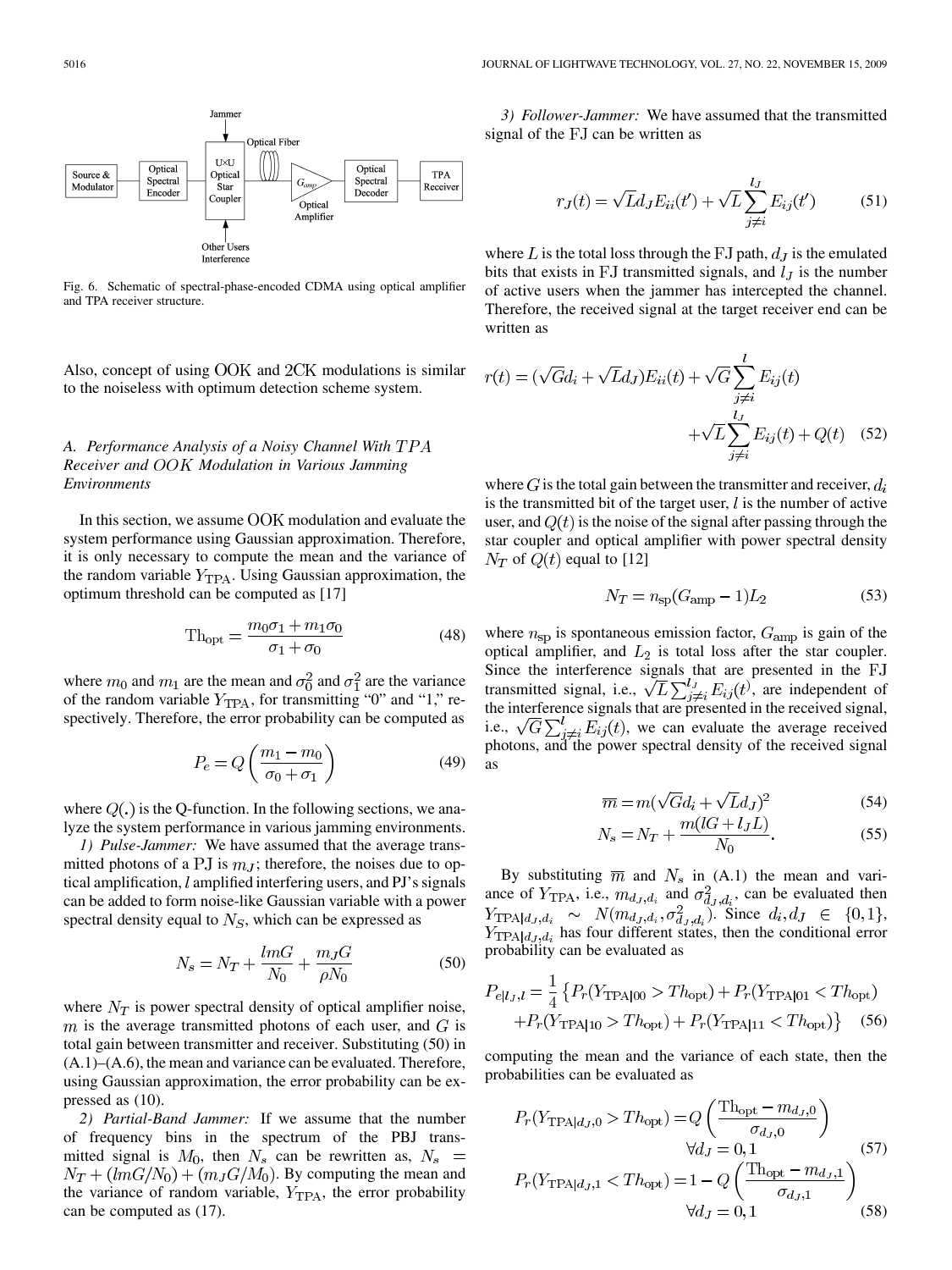Fig. 6. Schematic of spectral-phase-encoded CDMA using optical amplifier and TPA receiver structure.

Also, concept of using OOK and 2CK modulations is similar to the noiseless with optimum detection scheme system.

### A. Performance Analysis of a Noisy Channel With $TPA$ Receiver and $OOK$ Modulation in Various Jamming Environments

In this section, we assume OOK modulation and evaluate the system performance using Gaussian approximation. Therefore, it is only necessary to compute the mean and the variance of the random variable $Y_{\rm TPA}$. Using Gaussian approximation, the optimum threshold can be computed as [17]

$$\mathrm{Th}_{\rm opt} = \frac{m_0\sigma_1 + m_1\sigma_0}{\sigma_1 + \sigma_0} \tag{48}$$

where $m_0$ and $m_1$ are the mean and $\sigma_0^2$ and $\sigma_1^2$ are the variance of the random variable $Y_{\rm TPA}$, for transmitting "0" and "1," respectively. Therefore, the error probability can be computed as

$$P_e = Q\left(\frac{m_1 - m_0}{\sigma_0 + \sigma_1}\right) \tag{49}$$

where $Q(.)$ is the Q-function. In the following sections, we analyze the system performance in various jamming environments.

*1) Pulse-Jammer:* We have assumed that the average transmitted photons of a PJ is $m_J$; therefore, the noises due to optical amplification, $l$ amplified interfering users, and PJ's signals can be added to form noise-like Gaussian variable with a power spectral density equal to $N_S$, which can be expressed as

$$N_s = N_T + \frac{lmG}{N_0} + \frac{m_J G}{\rho N_0} \tag{50}$$

where $N_T$ is power spectral density of optical amplifier noise, $m$ is the average transmitted photons of each user, and $G$ is total gain between transmitter and receiver. Substituting (50) in (A.1)–(A.6), the mean and variance can be evaluated. Therefore, using Gaussian approximation, the error probability can be expressed as (10).

*2) Partial-Band Jammer:* If we assume that the number of frequency bins in the spectrum of the PBJ transmitted signal is $M_0$, then $N_s$ can be rewritten as, $N_s = N_T + (lmG/N_0) + (m_J G/M_0)$. By computing the mean and the variance of random variable, $Y_{\rm TPA}$, the error probability can be computed as (17).

*3) Follower-Jammer:* We have assumed that the transmitted signal of the FJ can be written as

$$r_J(t) = \sqrt{L} d_J E_{ii}(t') + \sqrt{L}\sum_{j\neq i}^{l_J} E_{ij}(t') \tag{51}$$

where $L$ is the total loss through the FJ path, $d_J$ is the emulated bits that exists in FJ transmitted signals, and $l_J$ is the number of active users when the jammer has intercepted the channel. Therefore, the received signal at the target receiver end can be written as

$$r(t) = (\sqrt{G} d_i + \sqrt{L} d_J) E_{ii}(t) + \sqrt{G}\sum_{j\neq i}^{l} E_{ij}(t) + \sqrt{L}\sum_{j\neq i}^{l_J} E_{ij}(t) + Q(t) \tag{52}$$

where $G$ is the total gain between the transmitter and receiver, $d_i$ is the transmitted bit of the target user, $l$ is the number of active user, and $Q(t)$ is the noise of the signal after passing through the star coupler and optical amplifier with power spectral density $N_T$ of $Q(t)$ equal to [12]

$$N_T = n_{\rm sp}(G_{\rm amp} - 1)L_2 \tag{53}$$

where $n_{\rm sp}$ is spontaneous emission factor, $G_{\rm amp}$ is gain of the optical amplifier, and $L_2$ is total loss after the star coupler. Since the interference signals that are presented in the FJ transmitted signal, i.e., $\sqrt{L}\sum_{j\neq i}^{l_J} E_{ij}(t')$, are independent of the interference signals that are presented in the received signal, i.e., $\sqrt{G}\sum_{j\neq i}^{l} E_{ij}(t)$, we can evaluate the average received photons, and the power spectral density of the received signal as

$$\overline{m} = m(\sqrt{G} d_i + \sqrt{L} d_J)^2 \tag{54}$$

$$N_s = N_T + \frac{m(lG + l_J L)}{N_0}. \tag{55}$$

By substituting $\overline{m}$ and $N_s$ in (A.1) the mean and variance of $Y_{\rm TPA}$, i.e., $m_{d_J,d_i}$ and $\sigma^2_{d_J,d_i}$, can be evaluated then $Y_{{\rm TPA}|d_J,d_i} \sim N(m_{d_J,d_i}, \sigma^2_{d_J,d_i})$. Since $d_i, d_J \in \{0,1\}$, $Y_{{\rm TPA}|d_J,d_i}$ has four different states, then the conditional error probability can be evaluated as

$$P_{e|l_J,l} = \frac{1}{4}\left\{P_r(Y_{{\rm TPA}|00} > Th_{\rm opt}) + P_r(Y_{{\rm TPA}|01} < Th_{\rm opt}) + P_r(Y_{{\rm TPA}|10} > Th_{\rm opt}) + P_r(Y_{{\rm TPA}|11} < Th_{\rm opt})\right\} \tag{56}$$

computing the mean and the variance of each state, then the probabilities can be evaluated as

$$P_r(Y_{{\rm TPA}|d_J,0} > Th_{\rm opt}) = Q\left(\frac{\mathrm{Th}_{\rm opt} - m_{d_J,0}}{\sigma_{d_J,0}}\right) \quad \forall d_J = 0,1 \tag{57}$$

$$P_r(Y_{{\rm TPA}|d_J,1} < Th_{\rm opt}) = 1 - Q\left(\frac{\mathrm{Th}_{\rm opt} - m_{d_J,1}}{\sigma_{d_J,1}}\right) \quad \forall d_J = 0,1 \tag{58}$$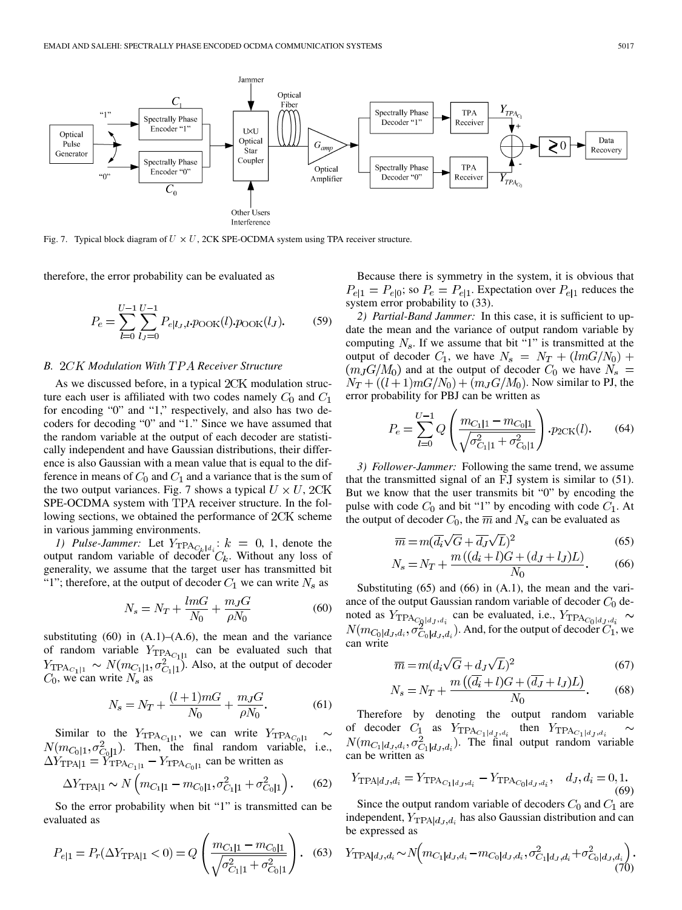Fig. 7. Typical block diagram of $U \times U$, 2CK SPE-OCDMA system using TPA receiver structure.

therefore, the error probability can be evaluated as

$$P_e = \sum_{l=0}^{U-1} \sum_{l_J=0}^{U-1} P_{e|l_J,l} . p_{\mathrm{OOK}}(l) . p_{\mathrm{OOK}}(l_J). \tag{59}$$

### B. $2CK$ Modulation With $TPA$ Receiver Structure

As we discussed before, in a typical 2CK modulation structure each user is affiliated with two codes namely $C_0$ and $C_1$ for encoding "0" and "1," respectively, and also has two decoders for decoding "0" and "1." Since we have assumed that the random variable at the output of each decoder are statistically independent and have Gaussian distributions, their difference is also Gaussian with a mean value that is equal to the difference in means of $C_0$ and $C_1$ and a variance that is the sum of the two output variances. Fig. 7 shows a typical $U \times U$, 2CK SPE-OCDMA system with TPA receiver structure. In the following sections, we obtained the performance of 2CK scheme in various jamming environments.

*1) Pulse-Jammer:* Let $Y_{\mathrm{TPA}_{C_k|d_i}}: k = 0, 1$, denote the output random variable of decoder $C_k$. Without any loss of generality, we assume that the target user has transmitted bit "1"; therefore, at the output of decoder $C_1$ we can write $N_s$ as

$$N_s = N_T + \frac{lmG}{N_0} + \frac{m_J G}{\rho N_0} \tag{60}$$

substituting (60) in (A.1)–(A.6), the mean and the variance of random variable $Y_{\mathrm{TPA}_{C_1|1}}$ can be evaluated such that $Y_{\mathrm{TPA}_{C_1|1}} \sim N(m_{C_1|1}, \sigma^2_{C_1|1})$. Also, at the output of decoder $C_0$, we can write $N_s$ as

$$N_s = N_T + \frac{(l+1)mG}{N_0} + \frac{m_J G}{\rho N_0}. \tag{61}$$

Similar to the $Y_{\mathrm{TPA}_{C_1|1}}$, we can write $Y_{\mathrm{TPA}_{C_0|1}} \sim N(m_{C_0|1}, \sigma^2_{C_0|1})$. Then, the final random variable, i.e., $\Delta Y_{\mathrm{TPA}|1} = Y_{\mathrm{TPA}_{C_1|1}} - Y_{\mathrm{TPA}_{C_0|1}}$ can be written as

$$\Delta Y_{\mathrm{TPA}|1} \sim N\left(m_{C_1|1} - m_{C_0|1}, \sigma^2_{C_1|1} + \sigma^2_{C_0|1}\right). \tag{62}$$

So the error probability when bit "1" is transmitted can be evaluated as

$$P_{e|1} = P_r(\Delta Y_{\mathrm{TPA}|1} < 0) = Q\left(\frac{m_{C_1|1} - m_{C_0|1}}{\sqrt{\sigma^2_{C_1|1} + \sigma^2_{C_0|1}}}\right). \tag{63}$$

Because there is symmetry in the system, it is obvious that $P_{e|1} = P_{e|0}$; so $P_e = P_{e|1}$. Expectation over $P_{e|1}$ reduces the system error probability to (33).

*2) Partial-Band Jammer:* In this case, it is sufficient to update the mean and the variance of output random variable by computing $N_s$. If we assume that bit "1" is transmitted at the output of decoder $C_1$, we have $N_s = N_T + (lmG/N_0) + (m_J G/M_0)$ and at the output of decoder $C_0$ we have $N_s = N_T + ((l+1)mG/N_0) + (m_J G/M_0)$. Now similar to PJ, the error probability for PBJ can be written as

$$P_e = \sum_{l=0}^{U-1} Q\left(\frac{m_{C_1|1} - m_{C_0|1}}{\sqrt{\sigma^2_{C_1|1} + \sigma^2_{C_0|1}}}\right) . p_{2\mathrm{CK}}(l). \tag{64}$$

*3) Follower-Jammer:* Following the same trend, we assume that the transmitted signal of an FJ system is similar to (51). But we know that the user transmits bit "0" by encoding the pulse with code $C_0$ and bit "1" by encoding with code $C_1$. At the output of decoder $C_0$, the $\overline{m}$ and $N_s$ can be evaluated as

$$\overline{m} = m(\overline{d_i}\sqrt{G} + \overline{d_J}\sqrt{L})^2 \tag{65}$$

$$N_s = N_T + \frac{m\left((d_i + l)G + (d_J + l_J)L\right)}{N_0}. \tag{66}$$

Substituting (65) and (66) in (A.1), the mean and the variance of the output Gaussian random variable of decoder $C_0$ denoted as $Y_{\mathrm{TPA}_{C_0|d_J,d_i}}$ can be evaluated, i.e., $Y_{\mathrm{TPA}_{C_0|d_J,d_i}} \sim N(m_{C_0|d_J,d_i}, \sigma^2_{C_0|d_J,d_i})$. And, for the output of decoder $C_1$, we can write

$$\overline{m} = m(d_i\sqrt{G} + d_J\sqrt{L})^2 \tag{67}$$

$$N_s = N_T + \frac{m\left((\overline{d_i} + l)G + (\overline{d_J} + l_J)L\right)}{N_0}. \tag{68}$$

Therefore by denoting the output random variable of decoder $C_1$ as $Y_{\mathrm{TPA}_{C_1|d_J,d_i}}$ then $Y_{\mathrm{TPA}_{C_1|d_J,d_i}} \sim N(m_{C_1|d_J,d_i}, \sigma^2_{C_1|d_J,d_i})$. The final output random variable can be written as

$$Y_{\mathrm{TPA}|d_J,d_i} = Y_{\mathrm{TPA}_{C_1|d_J,d_i}} - Y_{\mathrm{TPA}_{C_0|d_J,d_i}}, \quad d_J, d_i = 0, 1. \tag{69}$$

Since the output random variable of decoders $C_0$ and $C_1$ are independent, $Y_{\mathrm{TPA}|d_J,d_i}$ has also Gaussian distribution and can be expressed as

$$Y_{\mathrm{TPA}|d_J,d_i} \sim N\left(m_{C_1|d_J,d_i} - m_{C_0|d_J,d_i}, \sigma^2_{C_1|d_J,d_i} + \sigma^2_{C_0|d_J,d_i}\right). \tag{70}$$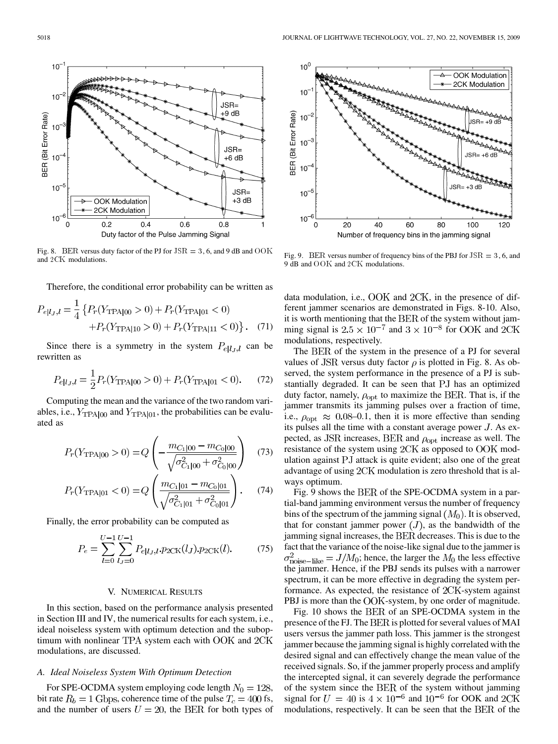Fig. 8. BER versus duty factor of the PJ for $\mathrm{JSR} = 3$, 6, and 9 dB and OOK and 2CK modulations.

Fig. 9. BER versus number of frequency bins of the PBJ for $\mathrm{JSR} = 3$, 6, and 9 dB and OOK and 2CK modulations.

Therefore, the conditional error probability can be written as

$$P_{e|l_J,l} = \frac{1}{4}\left\{P_r(Y_{\mathrm{TPA}|00} > 0) + P_r(Y_{\mathrm{TPA}|01} < 0) + P_r(Y_{\mathrm{TPA}|10} > 0) + P_r(Y_{\mathrm{TPA}|11} < 0)\right\}. \quad (71)$$

Since there is a symmetry in the system $P_{e|l_J,l}$ can be rewritten as

$$P_{e|l_J,l} = \frac{1}{2}P_r(Y_{\mathrm{TPA}|00} > 0) + P_r(Y_{\mathrm{TPA}|01} < 0). \quad (72)$$

Computing the mean and the variance of the two random variables, i.e., $Y_{\mathrm{TPA}|00}$ and $Y_{\mathrm{TPA}|01}$, the probabilities can be evaluated as

$$P_r(Y_{\mathrm{TPA}|00} > 0) = Q\left(-\frac{m_{C_1|00} - m_{C_0|00}}{\sqrt{\sigma^2_{C_1|00} + \sigma^2_{C_0|00}}}\right) \quad (73)$$

$$P_r(Y_{\mathrm{TPA}|01} < 0) = Q\left(\frac{m_{C_1|01} - m_{C_0|01}}{\sqrt{\sigma^2_{C_1|01} + \sigma^2_{C_0|01}}}\right). \quad (74)$$

Finally, the error probability can be computed as

$$P_e = \sum_{l=0}^{U-1}\sum_{l_J=0}^{U-1} P_{e|l_J,l}.p_{2\mathrm{CK}}(l_J).p_{2\mathrm{CK}}(l). \quad (75)$$

## V. Numerical Results

In this section, based on the performance analysis presented in Section III and IV, the numerical results for each system, i.e., ideal noiseless system with optimum detection and the suboptimum with nonlinear TPA system each with OOK and 2CK modulations, are discussed.

### A. Ideal Noiseless System With Optimum Detection

For SPE-OCDMA system employing code length $N_0 = 128$, bit rate $R_b = 1$ Gbps, coherence time of the pulse $T_c = 400$ fs, and the number of users $U = 20$, the BER for both types of data modulation, i.e., OOK and 2CK, in the presence of different jammer scenarios are demonstrated in Figs. 8-10. Also, it is worth mentioning that the BER of the system without jamming signal is $2.5 \times 10^{-7}$ and $3 \times 10^{-8}$ for OOK and 2CK modulations, respectively.

The BER of the system in the presence of a PJ for several values of JSR versus duty factor $\rho$ is plotted in Fig. 8. As observed, the system performance in the presence of a PJ is substantially degraded. It can be seen that PJ has an optimized duty factor, namely, $\rho_{\mathrm{opt}}$ to maximize the BER. That is, if the jammer transmits its jamming pulses over a fraction of time, i.e., $\rho_{\mathrm{opt}} \approx 0.08$–$0.1$, then it is more effective than sending its pulses all the time with a constant average power $J$. As expected, as JSR increases, BER and $\rho_{\mathrm{opt}}$ increase as well. The resistance of the system using 2CK as opposed to OOK modulation against PJ attack is quite evident; also one of the great advantage of using 2CK modulation is zero threshold that is always optimum.

Fig. 9 shows the BER of the SPE-OCDMA system in a partial-band jamming environment versus the number of frequency bins of the spectrum of the jamming signal $(M_0)$. It is observed, that for constant jammer power $(J)$, as the bandwidth of the jamming signal increases, the BER decreases. This is due to the fact that the variance of the noise-like signal due to the jammer is $\sigma^2_{\mathrm{noise-like}} = J/M_0$; hence, the larger the $M_0$ the less effective the jammer. Hence, if the PBJ sends its pulses with a narrower spectrum, it can be more effective in degrading the system performance. As expected, the resistance of 2CK-system against PBJ is more than the OOK-system, by one order of magnitude.

Fig. 10 shows the BER of an SPE-OCDMA system in the presence of the FJ. The BER is plotted for several values of MAI users versus the jammer path loss. This jammer is the strongest jammer because the jamming signal is highly correlated with the desired signal and can effectively change the mean value of the received signals. So, if the jammer properly process and amplify the intercepted signal, it can severely degrade the performance of the system since the BER of the system without jamming signal for $U = 40$ is $4 \times 10^{-6}$ and $10^{-6}$ for OOK and 2CK modulations, respectively. It can be seen that the BER of the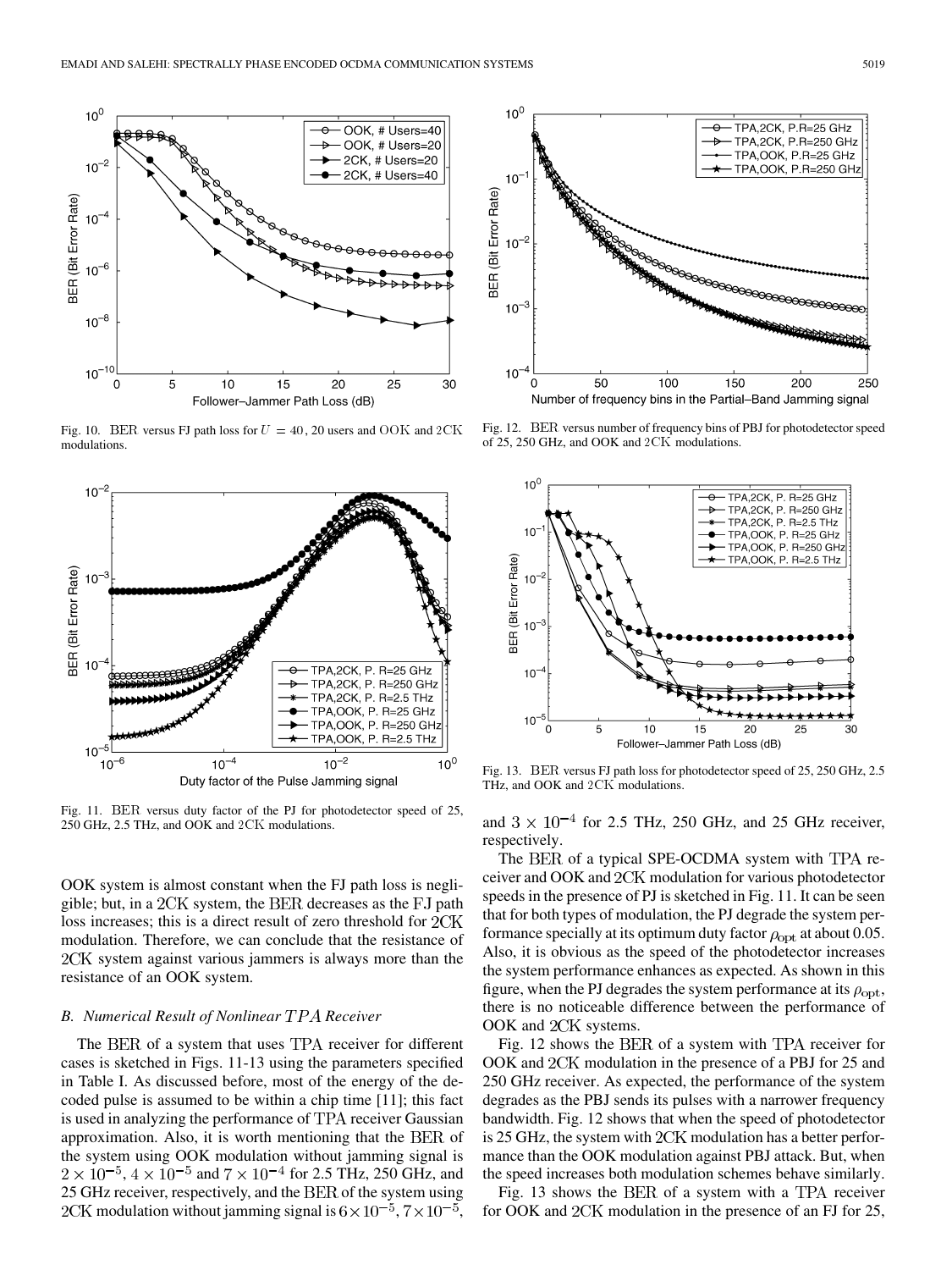Fig. 10. BER versus FJ path loss for $U = 40$, 20 users and OOK and 2CK modulations.

Fig. 11. BER versus duty factor of the PJ for photodetector speed of 25, 250 GHz, 2.5 THz, and OOK and 2CK modulations.

Fig. 12. BER versus number of frequency bins of PBJ for photodetector speed of 25, 250 GHz, and OOK and 2CK modulations.

Fig. 13. BER versus FJ path loss for photodetector speed of 25, 250 GHz, 2.5 THz, and OOK and 2CK modulations.

OOK system is almost constant when the FJ path loss is negligible; but, in a 2CK system, the BER decreases as the FJ path loss increases; this is a direct result of zero threshold for 2CK modulation. Therefore, we can conclude that the resistance of 2CK system against various jammers is always more than the resistance of an OOK system.

### B. Numerical Result of Nonlinear TPA Receiver

The BER of a system that uses TPA receiver for different cases is sketched in Figs. 11-13 using the parameters specified in Table I. As discussed before, most of the energy of the decoded pulse is assumed to be within a chip time [11]; this fact is used in analyzing the performance of TPA receiver Gaussian approximation. Also, it is worth mentioning that the BER of the system using OOK modulation without jamming signal is $2 \times 10^{-5}$, $4 \times 10^{-5}$ and $7 \times 10^{-4}$ for 2.5 THz, 250 GHz, and 25 GHz receiver, respectively, and the BER of the system using 2CK modulation without jamming signal is $6 \times 10^{-5}$, $7 \times 10^{-5}$, and $3 \times 10^{-4}$ for 2.5 THz, 250 GHz, and 25 GHz receiver, respectively.

The BER of a typical SPE-OCDMA system with TPA receiver and OOK and 2CK modulation for various photodetector speeds in the presence of PJ is sketched in Fig. 11. It can be seen that for both types of modulation, the PJ degrade the system performance specially at its optimum duty factor $\rho_{\text{opt}}$ at about 0.05. Also, it is obvious as the speed of the photodetector increases the system performance enhances as expected. As shown in this figure, when the PJ degrades the system performance at its $\rho_{\text{opt}}$, there is no noticeable difference between the performance of OOK and 2CK systems.

Fig. 12 shows the BER of a system with TPA receiver for OOK and 2CK modulation in the presence of a PBJ for 25 and 250 GHz receiver. As expected, the performance of the system degrades as the PBJ sends its pulses with a narrower frequency bandwidth. Fig. 12 shows that when the speed of photodetector is 25 GHz, the system with 2CK modulation has a better performance than the OOK modulation against PBJ attack. But, when the speed increases both modulation schemes behave similarly.

Fig. 13 shows the BER of a system with a TPA receiver for OOK and 2CK modulation in the presence of an FJ for 25,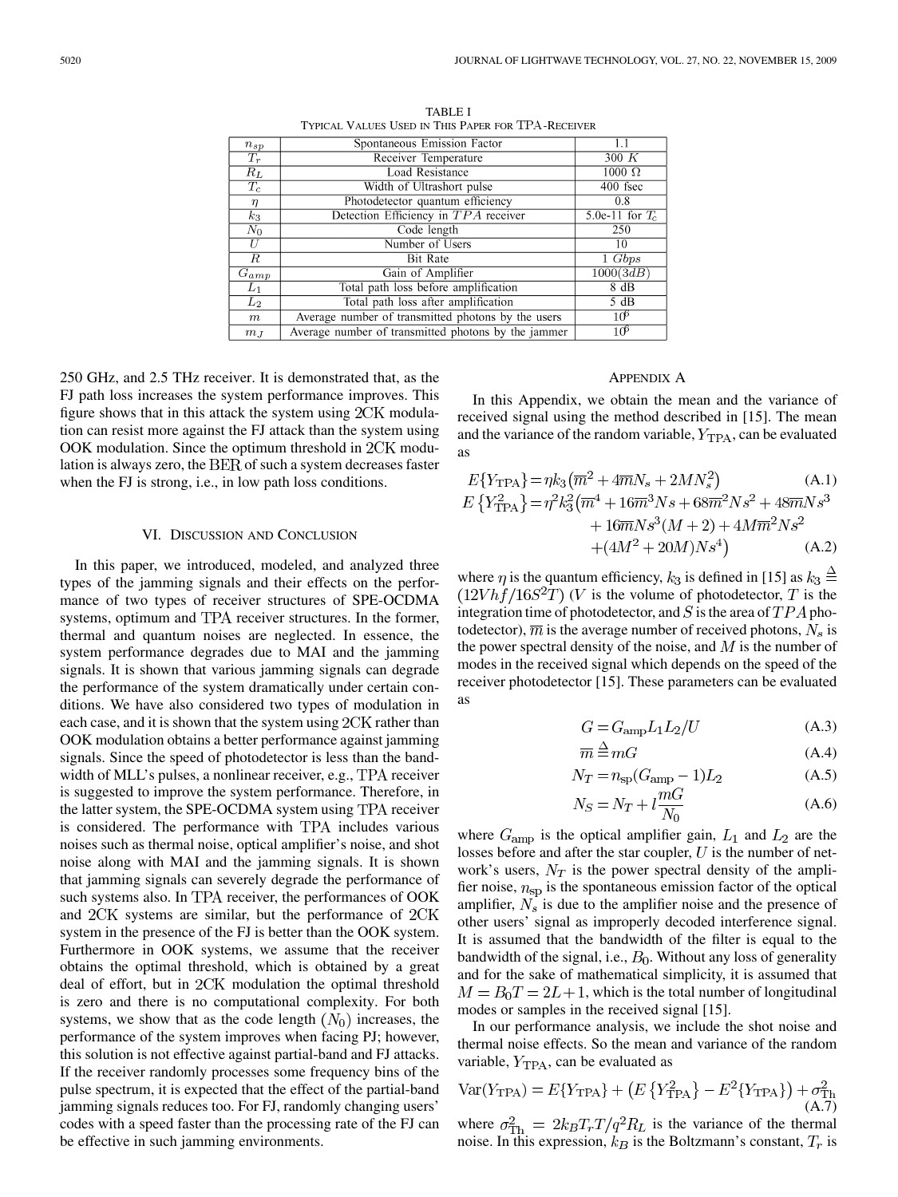TABLE I
TYPICAL VALUES USED IN THIS PAPER FOR TPA-RECEIVER

| | | |
|---|---|---|
| $n_{sp}$ | Spontaneous Emission Factor | 1.1 |
| $T_r$ | Receiver Temperature | 300 $K$ |
| $R_L$ | Load Resistance | 1000 $\Omega$ |
| $T_c$ | Width of Ultrashort pulse | 400 fsec |
| $\eta$ | Photodetector quantum efficiency | 0.8 |
| $k_3$ | Detection Efficiency in $TPA$ receiver | 5.0e-11 for $T_c$ |
| $N_0$ | Code length | 250 |
| $U$ | Number of Users | 10 |
| $R$ | Bit Rate | 1 $Gbps$ |
| $G_{amp}$ | Gain of Amplifier | 1000($3dB$) |
| $L_1$ | Total path loss before amplification | 8 dB |
| $L_2$ | Total path loss after amplification | 5 dB |
| $m$ | Average number of transmitted photons by the users | $10^6$ |
| $m_J$ | Average number of transmitted photons by the jammer | $10^6$ |

250 GHz, and 2.5 THz receiver. It is demonstrated that, as the FJ path loss increases the system performance improves. This figure shows that in this attack the system using 2CK modulation can resist more against the FJ attack than the system using OOK modulation. Since the optimum threshold in 2CK modulation is always zero, the BER of such a system decreases faster when the FJ is strong, i.e., in low path loss conditions.

## VI. DISCUSSION AND CONCLUSION

In this paper, we introduced, modeled, and analyzed three types of the jamming signals and their effects on the performance of two types of receiver structures of SPE-OCDMA systems, optimum and TPA receiver structures. In the former, thermal and quantum noises are neglected. In essence, the system performance degrades due to MAI and the jamming signals. It is shown that various jamming signals can degrade the performance of the system dramatically under certain conditions. We have also considered two types of modulation in each case, and it is shown that the system using 2CK rather than OOK modulation obtains a better performance against jamming signals. Since the speed of photodetector is less than the bandwidth of MLL's pulses, a nonlinear receiver, e.g., TPA receiver is suggested to improve the system performance. Therefore, in the latter system, the SPE-OCDMA system using TPA receiver is considered. The performance with TPA includes various noises such as thermal noise, optical amplifier's noise, and shot noise along with MAI and the jamming signals. It is shown that jamming signals can severely degrade the performance of such systems also. In TPA receiver, the performances of OOK and 2CK systems are similar, but the performance of 2CK system in the presence of the FJ is better than the OOK system. Furthermore in OOK systems, we assume that the receiver obtains the optimal threshold, which is obtained by a great deal of effort, but in 2CK modulation the optimal threshold is zero and there is no computational complexity. For both systems, we show that as the code length ($N_0$) increases, the performance of the system improves when facing PJ; however, this solution is not effective against partial-band and FJ attacks. If the receiver randomly processes some frequency bins of the pulse spectrum, it is expected that the effect of the partial-band jamming signals reduces too. For FJ, randomly changing users' codes with a speed faster than the processing rate of the FJ can be effective in such jamming environments.

## APPENDIX A

In this Appendix, we obtain the mean and the variance of received signal using the method described in [15]. The mean and the variance of the random variable, $Y_{\text{TPA}}$, can be evaluated as

$$E\{Y_{\text{TPA}}\} = \eta k_3 \left(\overline{m}^2 + 4\overline{m}N_s + 2MN_s^2\right) \tag{A.1}$$

$$\begin{aligned} E\left\{Y_{\text{TPA}}^2\right\} = \eta^2 k_3^2 \big(&\overline{m}^4 + 16\overline{m}^3 Ns + 68\overline{m}^2 Ns^2 + 48\overline{m}Ns^3 \\ &+ 16\overline{m}Ns^3(M+2) + 4M\overline{m}^2 Ns^2 \\ &+ (4M^2 + 20M)Ns^4\big) \end{aligned} \tag{A.2}$$

where $\eta$ is the quantum efficiency, $k_3$ is defined in [15] as $k_3 \triangleq (12Vhf/16S^2T)$ ($V$ is the volume of photodetector, $T$ is the integration time of photodetector, and $S$ is the area of $TPA$ photodetector), $\overline{m}$ is the average number of received photons, $N_s$ is the power spectral density of the noise, and $M$ is the number of modes in the received signal which depends on the speed of the receiver photodetector [15]. These parameters can be evaluated as

$$G = G_{\text{amp}} L_1 L_2 / U \tag{A.3}$$

$$\overline{m} \triangleq mG \tag{A.4}$$

$$N_T = n_{\text{sp}}(G_{\text{amp}} - 1)L_2 \tag{A.5}$$

$$N_S = N_T + l\frac{mG}{N_0} \tag{A.6}$$

where $G_{\text{amp}}$ is the optical amplifier gain, $L_1$ and $L_2$ are the losses before and after the star coupler, $U$ is the number of network's users, $N_T$ is the power spectral density of the amplifier noise, $n_{\text{sp}}$ is the spontaneous emission factor of the optical amplifier, $N_s$ is due to the amplifier noise and the presence of other users' signal as improperly decoded interference signal. It is assumed that the bandwidth of the filter is equal to the bandwidth of the signal, i.e., $B_0$. Without any loss of generality and for the sake of mathematical simplicity, it is assumed that $M = B_0 T = 2L+1$, which is the total number of longitudinal modes or samples in the received signal [15].

In our performance analysis, we include the shot noise and thermal noise effects. So the mean and variance of the random variable, $Y_{\text{TPA}}$, can be evaluated as

$$\text{Var}(Y_{\text{TPA}}) = E\{Y_{\text{TPA}}\} + \left(E\left\{Y_{\text{TPA}}^2\right\} - E^2\{Y_{\text{TPA}}\}\right) + \sigma_{\text{Th}}^2 \tag{A.7}$$

where $\sigma_{\text{Th}}^2 = 2k_B T_r T / q^2 R_L$ is the variance of the thermal noise. In this expression, $k_B$ is the Boltzmann's constant, $T_r$ is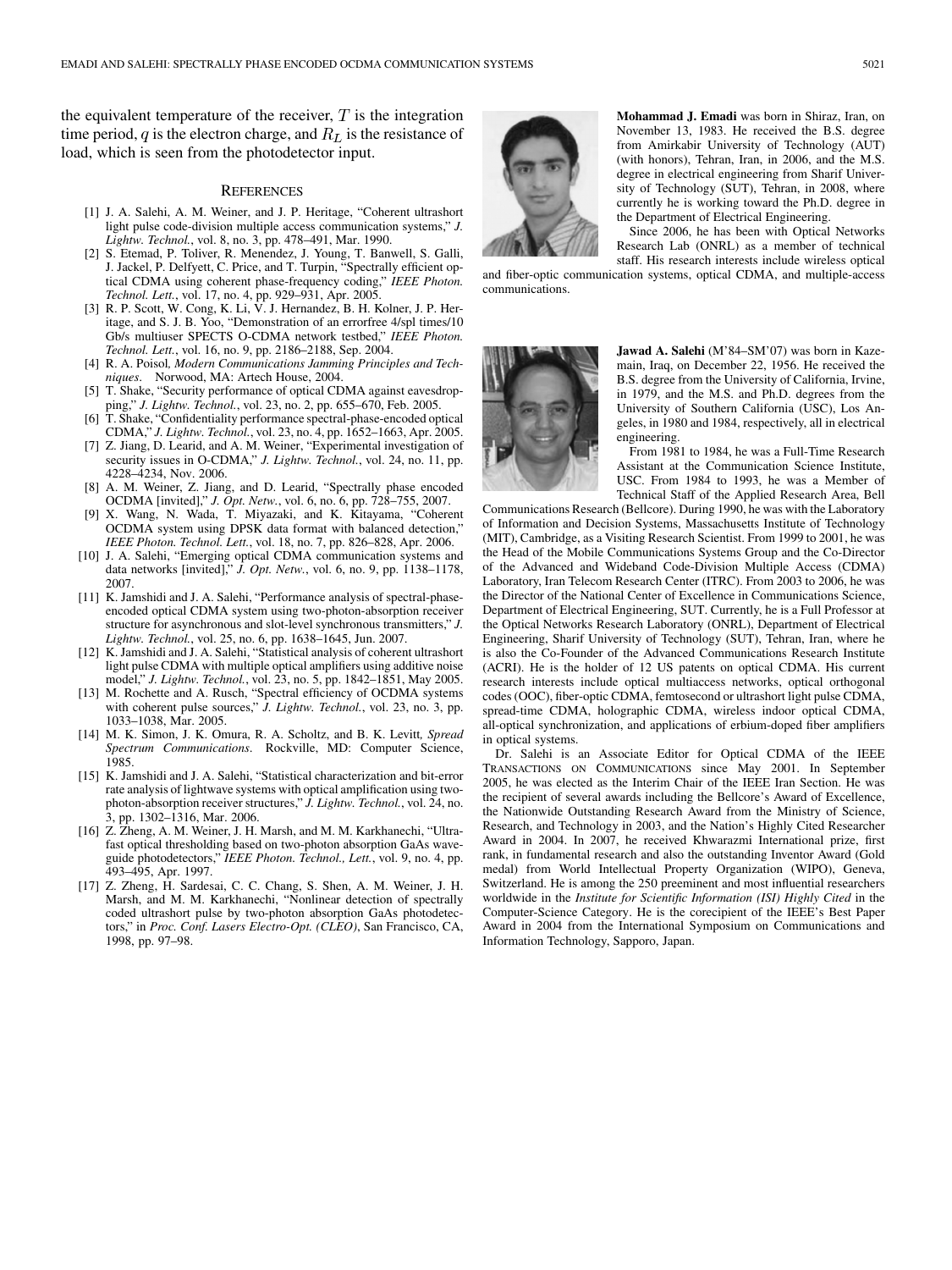the equivalent temperature of the receiver, $T$ is the integration time period, $q$ is the electron charge, and $R_L$ is the resistance of load, which is seen from the photodetector input.

## REFERENCES

[1] J. A. Salehi, A. M. Weiner, and J. P. Heritage, "Coherent ultrashort light pulse code-division multiple access communication systems," *J. Lightw. Technol.*, vol. 8, no. 3, pp. 478–491, Mar. 1990.

[2] S. Etemad, P. Toliver, R. Menendez, J. Young, T. Banwell, S. Galli, J. Jackel, P. Delfyett, C. Price, and T. Turpin, "Spectrally efficient optical CDMA using coherent phase-frequency coding," *IEEE Photon. Technol. Lett.*, vol. 17, no. 4, pp. 929–931, Apr. 2005.

[3] R. P. Scott, W. Cong, K. Li, V. J. Hernandez, B. H. Kolner, J. P. Heritage, and S. J. B. Yoo, "Demonstration of an errorfree 4/spl times/10 Gb/s multiuser SPECTS O-CDMA network testbed," *IEEE Photon. Technol. Lett.*, vol. 16, no. 9, pp. 2186–2188, Sep. 2004.

[4] R. A. Poisol*, Modern Communications Jamming Principles and Techniques*. Norwood, MA: Artech House, 2004.

[5] T. Shake, "Security performance of optical CDMA against eavesdropping," *J. Lightw. Technol.*, vol. 23, no. 2, pp. 655–670, Feb. 2005.

[6] T. Shake, "Confidentiality performance spectral-phase-encoded optical CDMA," *J. Lightw. Technol.*, vol. 23, no. 4, pp. 1652–1663, Apr. 2005.

[7] Z. Jiang, D. Leard, and A. M. Weiner, "Experimental investigation of security issues in O-CDMA," *J. Lightw. Technol.*, vol. 24, no. 11, pp. 4228–4234, Nov. 2006.

[8] A. M. Weiner, Z. Jiang, and D. Leard, "Spectrally phase encoded OCDMA [invited]," *J. Opt. Netw.*, vol. 6, no. 6, pp. 728–755, 2007.

[9] X. Wang, N. Wada, T. Miyazaki, and K. Kitayama, "Coherent OCDMA system using DPSK data format with balanced detection," *IEEE Photon. Technol. Lett.*, vol. 18, no. 7, pp. 826–828, Apr. 2006.

[10] J. A. Salehi, "Emerging optical CDMA communication systems and data networks [invited]," *J. Opt. Netw.*, vol. 6, no. 9, pp. 1138–1178, 2007.

[11] K. Jamshidi and J. A. Salehi, "Performance analysis of spectral-phase-encoded optical CDMA system using two-photon-absorption receiver structure for asynchronous and slot-level synchronous transmitters," *J. Lightw. Technol.*, vol. 25, no. 6, pp. 1638–1645, Jun. 2007.

[12] K. Jamshidi and J. A. Salehi, "Statistical analysis of coherent ultrashort light pulse CDMA with multiple optical amplifiers using additive noise model," *J. Lightw. Technol.*, vol. 23, no. 5, pp. 1842–1851, May 2005.

[13] M. Rochette and A. Rusch, "Spectral efficiency of OCDMA systems with coherent pulse sources," *J. Lightw. Technol.*, vol. 23, no. 3, pp. 1033–1038, Mar. 2005.

[14] M. K. Simon, J. K. Omura, R. A. Scholtz, and B. K. Levitt*, Spread Spectrum Communications*. Rockville, MD: Computer Science, 1985.

[15] K. Jamshidi and J. A. Salehi, "Statistical characterization and bit-error rate analysis of lightwave systems with optical amplification using two-photon-absorption receiver structures," *J. Lightw. Technol.*, vol. 24, no. 3, pp. 1302–1316, Mar. 2006.

[16] Z. Zheng, A. M. Weiner, J. H. Marsh, and M. M. Karkhanechi, "Ultrafast optical thresholding based on two-photon absorption GaAs waveguide photodetectors," *IEEE Photon. Technol., Lett.*, vol. 9, no. 4, pp. 493–495, Apr. 1997.

[17] Z. Zheng, H. Sardesai, C. C. Chang, S. Shen, A. M. Weiner, J. H. Marsh, and M. M. Karkhanechi, "Nonlinear detection of spectrally coded ultrashort pulse by two-photon absorption GaAs photodetectors," in *Proc. Conf. Lasers Electro-Opt. (CLEO)*, San Francisco, CA, 1998, pp. 97–98.

**Mohammad J. Emadi** was born in Shiraz, Iran, on November 13, 1983. He received the B.S. degree from Amirkabir University of Technology (AUT) (with honors), Tehran, Iran, in 2006, and the M.S. degree in electrical engineering from Sharif University of Technology (SUT), Tehran, in 2008, where currently he is working toward the Ph.D. degree in the Department of Electrical Engineering.

Since 2006, he has been with Optical Networks Research Lab (ONRL) as a member of technical staff. His research interests include wireless optical and fiber-optic communication systems, optical CDMA, and multiple-access communications.

**Jawad A. Salehi** (M'84–SM'07) was born in Kazemain, Iraq, on December 22, 1956. He received the B.S. degree from the University of California, Irvine, in 1979, and the M.S. and Ph.D. degrees from the University of Southern California (USC), Los Angeles, in 1980 and 1984, respectively, all in electrical engineering.

From 1981 to 1984, he was a Full-Time Research Assistant at the Communication Science Institute, USC. From 1984 to 1993, he was a Member of Technical Staff of the Applied Research Area, Bell Communications Research (Bellcore). During 1990, he was with the Laboratory of Information and Decision Systems, Massachusetts Institute of Technology (MIT), Cambridge, as a Visiting Research Scientist. From 1999 to 2001, he was the Head of the Mobile Communications Systems Group and the Co-Director of the Advanced and Wideband Code-Division Multiple Access (CDMA) Laboratory, Iran Telecom Research Center (ITRC). From 2003 to 2006, he was the Director of the National Center of Excellence in Communications Science, Department of Electrical Engineering, SUT. Currently, he is a Full Professor at the Optical Networks Research Laboratory (ONRL), Department of Electrical Engineering, Sharif University of Technology (SUT), Tehran, Iran, where he is also the Co-Founder of the Advanced Communications Research Institute (ACRI). He is the holder of 12 US patents on optical CDMA. His current research interests include optical multiaccess networks, optical orthogonal codes (OOC), fiber-optic CDMA, femtosecond or ultrashort light pulse CDMA, spread-time CDMA, holographic CDMA, wireless indoor optical CDMA, all-optical synchronization, and applications of erbium-doped fiber amplifiers in optical systems.

Dr. Salehi is an Associate Editor for Optical CDMA of the IEEE TRANSACTIONS ON COMMUNICATIONS since May 2001. In September 2005, he was elected as the Interim Chair of the IEEE Iran Section. He was the recipient of several awards including the Bellcore's Award of Excellence, the Nationwide Outstanding Research Award from the Ministry of Science, Research, and Technology in 2003, and the Nation's Highly Cited Researcher Award in 2004. In 2007, he received Khwarazmi International prize, first rank, in fundamental research and also the outstanding Inventor Award (Gold medal) from World Intellectual Property Organization (WIPO), Geneva, Switzerland. He is among the 250 preeminent and most influential researchers worldwide in the *Institute for Scientific Information (ISI) Highly Cited* in the Computer-Science Category. He is the corecipient of the IEEE's Best Paper Award in 2004 from the International Symposium on Communications and Information Technology, Sapporo, Japan.